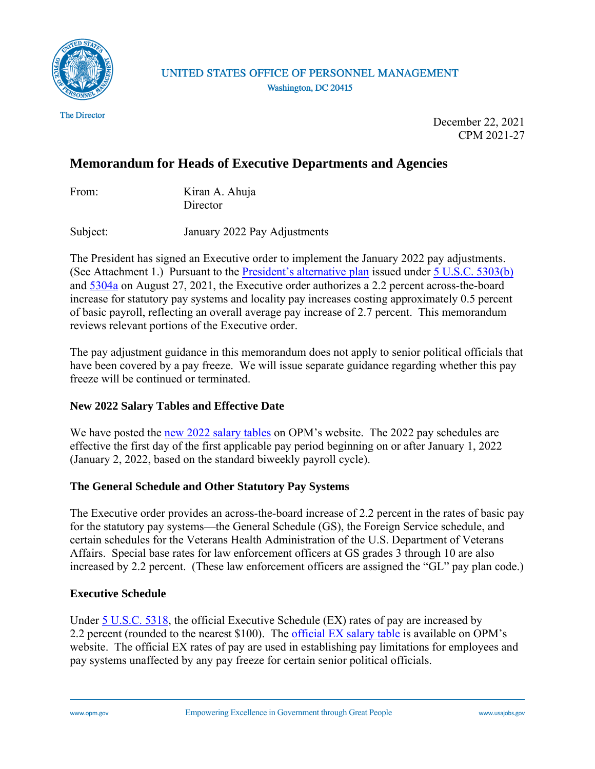UNITED STATES OFFICE OF PERSONNEL MANAGEMENT
Washington, DC 20415

The Director

December 22, 2021
CPM 2021-27

# Memorandum for Heads of Executive Departments and Agencies

From: Kiran A. Ahuja
Director

Subject: January 2022 Pay Adjustments

The President has signed an Executive order to implement the January 2022 pay adjustments. (See Attachment 1.) Pursuant to the President's alternative plan issued under 5 U.S.C. 5303(b) and 5304a on August 27, 2021, the Executive order authorizes a 2.2 percent across-the-board increase for statutory pay systems and locality pay increases costing approximately 0.5 percent of basic payroll, reflecting an overall average pay increase of 2.7 percent. This memorandum reviews relevant portions of the Executive order.

The pay adjustment guidance in this memorandum does not apply to senior political officials that have been covered by a pay freeze. We will issue separate guidance regarding whether this pay freeze will be continued or terminated.

## New 2022 Salary Tables and Effective Date

We have posted the new 2022 salary tables on OPM's website. The 2022 pay schedules are effective the first day of the first applicable pay period beginning on or after January 1, 2022 (January 2, 2022, based on the standard biweekly payroll cycle).

## The General Schedule and Other Statutory Pay Systems

The Executive order provides an across-the-board increase of 2.2 percent in the rates of basic pay for the statutory pay systems—the General Schedule (GS), the Foreign Service schedule, and certain schedules for the Veterans Health Administration of the U.S. Department of Veterans Affairs. Special base rates for law enforcement officers at GS grades 3 through 10 are also increased by 2.2 percent. (These law enforcement officers are assigned the "GL" pay plan code.)

## Executive Schedule

Under 5 U.S.C. 5318, the official Executive Schedule (EX) rates of pay are increased by 2.2 percent (rounded to the nearest $100). The official EX salary table is available on OPM's website. The official EX rates of pay are used in establishing pay limitations for employees and pay systems unaffected by any pay freeze for certain senior political officials.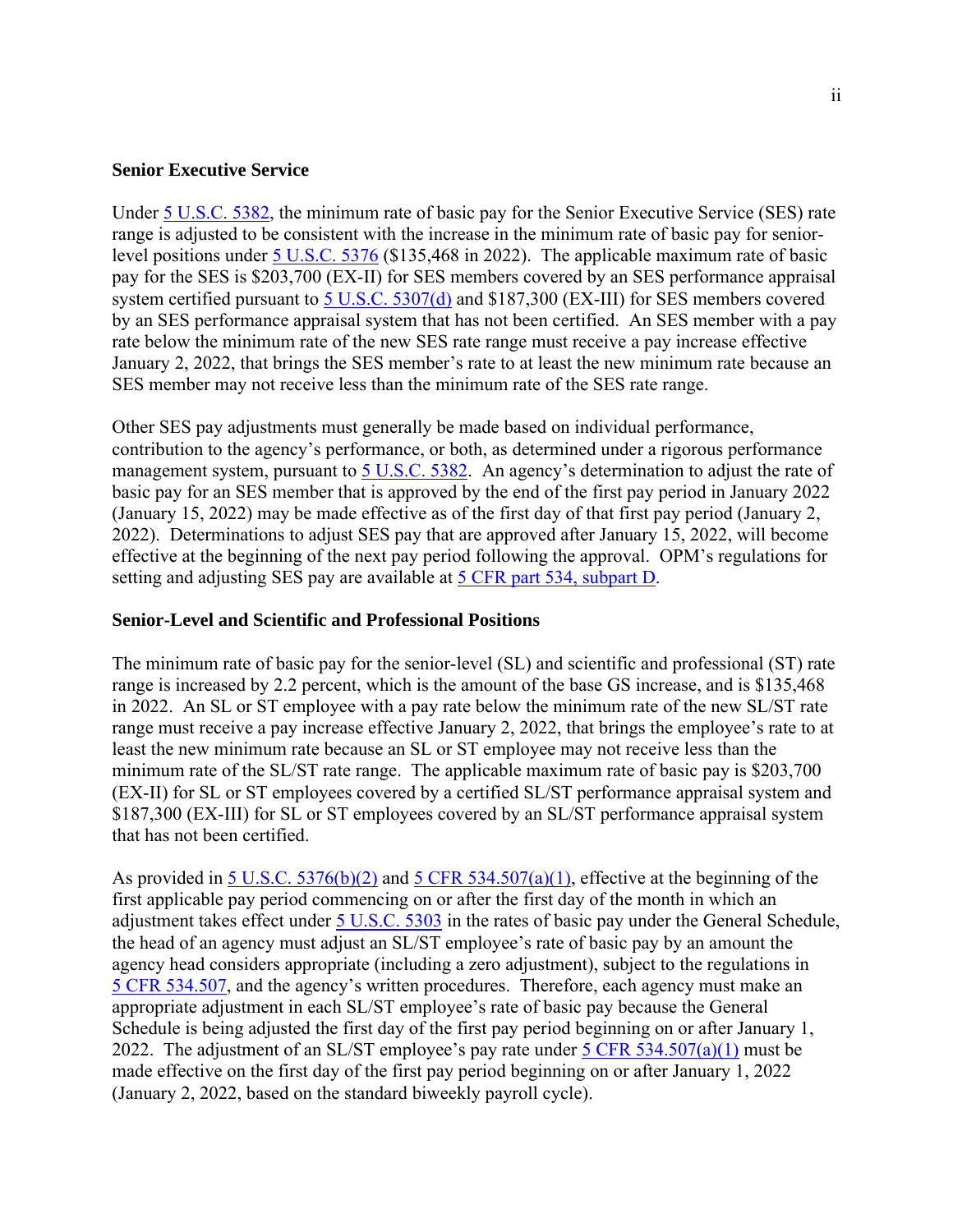### Senior Executive Service

Under 5 U.S.C. 5382, the minimum rate of basic pay for the Senior Executive Service (SES) rate range is adjusted to be consistent with the increase in the minimum rate of basic pay for senior-level positions under 5 U.S.C. 5376 ($135,468 in 2022). The applicable maximum rate of basic pay for the SES is $203,700 (EX-II) for SES members covered by an SES performance appraisal system certified pursuant to 5 U.S.C. 5307(d) and $187,300 (EX-III) for SES members covered by an SES performance appraisal system that has not been certified. An SES member with a pay rate below the minimum rate of the new SES rate range must receive a pay increase effective January 2, 2022, that brings the SES member's rate to at least the new minimum rate because an SES member may not receive less than the minimum rate of the SES rate range.

Other SES pay adjustments must generally be made based on individual performance, contribution to the agency's performance, or both, as determined under a rigorous performance management system, pursuant to 5 U.S.C. 5382. An agency's determination to adjust the rate of basic pay for an SES member that is approved by the end of the first pay period in January 2022 (January 15, 2022) may be made effective as of the first day of that first pay period (January 2, 2022). Determinations to adjust SES pay that are approved after January 15, 2022, will become effective at the beginning of the next pay period following the approval. OPM's regulations for setting and adjusting SES pay are available at 5 CFR part 534, subpart D.

### Senior-Level and Scientific and Professional Positions

The minimum rate of basic pay for the senior-level (SL) and scientific and professional (ST) rate range is increased by 2.2 percent, which is the amount of the base GS increase, and is $135,468 in 2022. An SL or ST employee with a pay rate below the minimum rate of the new SL/ST rate range must receive a pay increase effective January 2, 2022, that brings the employee's rate to at least the new minimum rate because an SL or ST employee may not receive less than the minimum rate of the SL/ST rate range. The applicable maximum rate of basic pay is $203,700 (EX-II) for SL or ST employees covered by a certified SL/ST performance appraisal system and $187,300 (EX-III) for SL or ST employees covered by an SL/ST performance appraisal system that has not been certified.

As provided in 5 U.S.C. 5376(b)(2) and 5 CFR 534.507(a)(1), effective at the beginning of the first applicable pay period commencing on or after the first day of the month in which an adjustment takes effect under 5 U.S.C. 5303 in the rates of basic pay under the General Schedule, the head of an agency must adjust an SL/ST employee's rate of basic pay by an amount the agency head considers appropriate (including a zero adjustment), subject to the regulations in 5 CFR 534.507, and the agency's written procedures. Therefore, each agency must make an appropriate adjustment in each SL/ST employee's rate of basic pay because the General Schedule is being adjusted the first day of the first pay period beginning on or after January 1, 2022. The adjustment of an SL/ST employee's pay rate under 5 CFR 534.507(a)(1) must be made effective on the first day of the first pay period beginning on or after January 1, 2022 (January 2, 2022, based on the standard biweekly payroll cycle).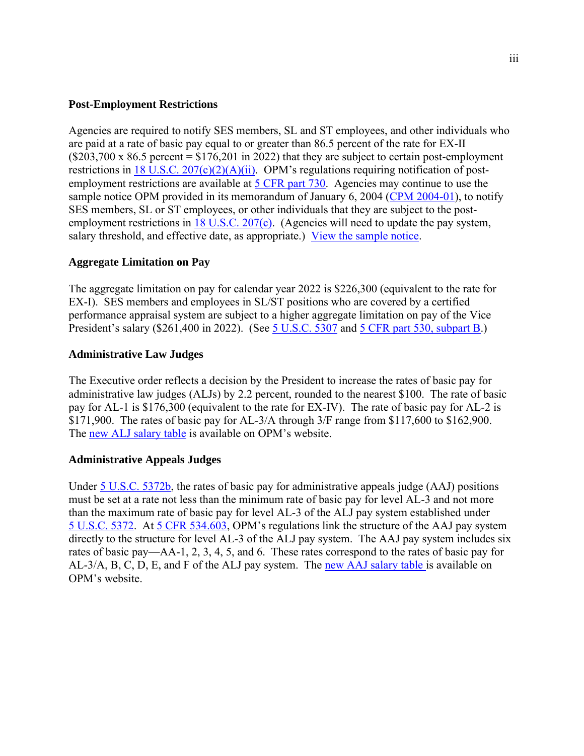### Post-Employment Restrictions

Agencies are required to notify SES members, SL and ST employees, and other individuals who are paid at a rate of basic pay equal to or greater than 86.5 percent of the rate for EX-II ($203,700 x 86.5 percent = $176,201 in 2022) that they are subject to certain post-employment restrictions in 18 U.S.C. 207(c)(2)(A)(ii). OPM's regulations requiring notification of post-employment restrictions are available at 5 CFR part 730. Agencies may continue to use the sample notice OPM provided in its memorandum of January 6, 2004 (CPM 2004-01), to notify SES members, SL or ST employees, or other individuals that they are subject to the post-employment restrictions in 18 U.S.C. 207(c). (Agencies will need to update the pay system, salary threshold, and effective date, as appropriate.) View the sample notice.

### Aggregate Limitation on Pay

The aggregate limitation on pay for calendar year 2022 is $226,300 (equivalent to the rate for EX-I). SES members and employees in SL/ST positions who are covered by a certified performance appraisal system are subject to a higher aggregate limitation on pay of the Vice President's salary ($261,400 in 2022). (See 5 U.S.C. 5307 and 5 CFR part 530, subpart B.)

### Administrative Law Judges

The Executive order reflects a decision by the President to increase the rates of basic pay for administrative law judges (ALJs) by 2.2 percent, rounded to the nearest $100. The rate of basic pay for AL-1 is $176,300 (equivalent to the rate for EX-IV). The rate of basic pay for AL-2 is $171,900. The rates of basic pay for AL-3/A through 3/F range from $117,600 to $162,900. The new ALJ salary table is available on OPM's website.

### Administrative Appeals Judges

Under 5 U.S.C. 5372b, the rates of basic pay for administrative appeals judge (AAJ) positions must be set at a rate not less than the minimum rate of basic pay for level AL-3 and not more than the maximum rate of basic pay for level AL-3 of the ALJ pay system established under 5 U.S.C. 5372. At 5 CFR 534.603, OPM's regulations link the structure of the AAJ pay system directly to the structure for level AL-3 of the ALJ pay system. The AAJ pay system includes six rates of basic pay—AA-1, 2, 3, 4, 5, and 6. These rates correspond to the rates of basic pay for AL-3/A, B, C, D, E, and F of the ALJ pay system. The new AAJ salary table is available on OPM's website.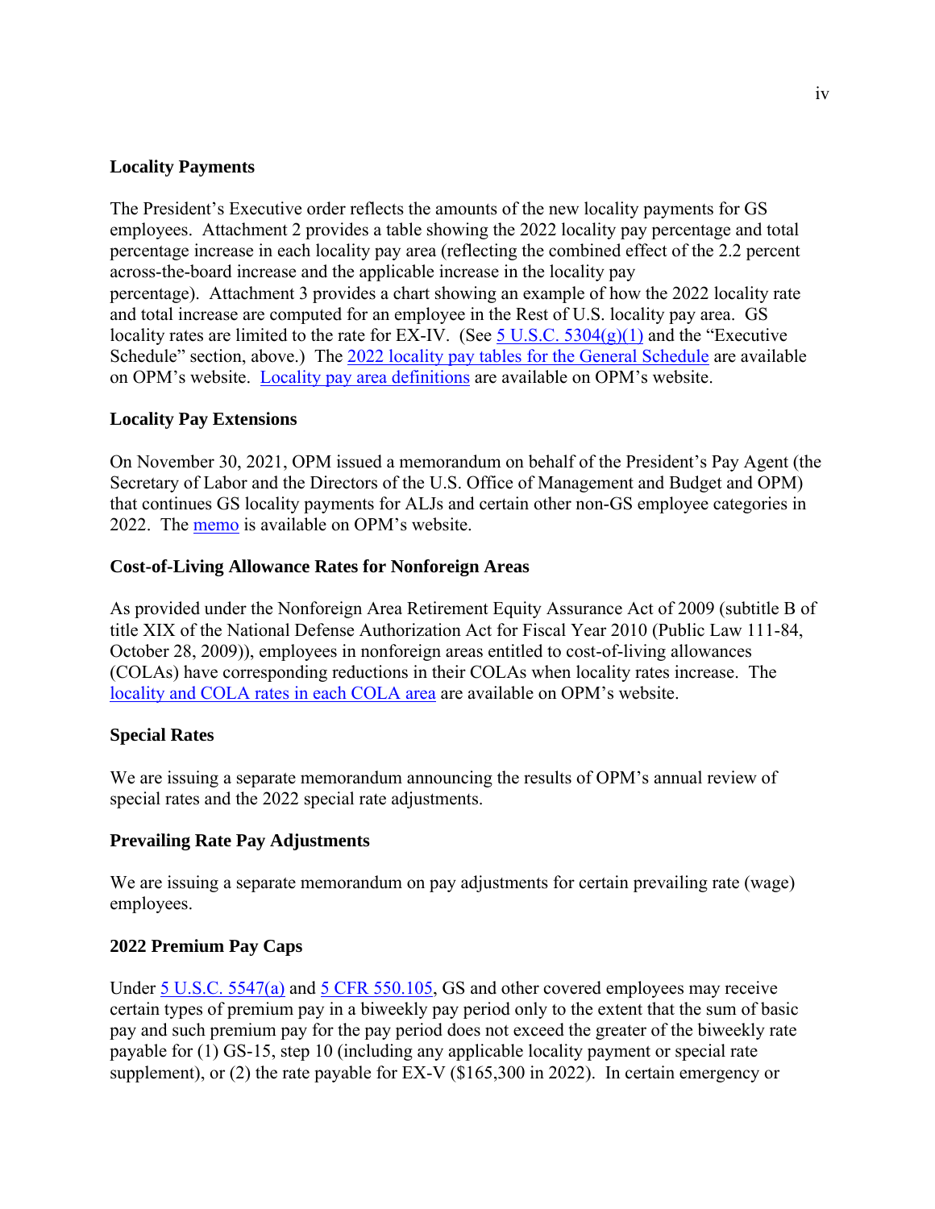**Locality Payments**

The President's Executive order reflects the amounts of the new locality payments for GS employees. Attachment 2 provides a table showing the 2022 locality pay percentage and total percentage increase in each locality pay area (reflecting the combined effect of the 2.2 percent across-the-board increase and the applicable increase in the locality pay percentage). Attachment 3 provides a chart showing an example of how the 2022 locality rate and total increase are computed for an employee in the Rest of U.S. locality pay area. GS locality rates are limited to the rate for EX-IV. (See 5 U.S.C. 5304(g)(1) and the "Executive Schedule" section, above.) The 2022 locality pay tables for the General Schedule are available on OPM's website. Locality pay area definitions are available on OPM's website.

**Locality Pay Extensions**

On November 30, 2021, OPM issued a memorandum on behalf of the President's Pay Agent (the Secretary of Labor and the Directors of the U.S. Office of Management and Budget and OPM) that continues GS locality payments for ALJs and certain other non-GS employee categories in 2022. The memo is available on OPM's website.

**Cost-of-Living Allowance Rates for Nonforeign Areas**

As provided under the Nonforeign Area Retirement Equity Assurance Act of 2009 (subtitle B of title XIX of the National Defense Authorization Act for Fiscal Year 2010 (Public Law 111-84, October 28, 2009)), employees in nonforeign areas entitled to cost-of-living allowances (COLAs) have corresponding reductions in their COLAs when locality rates increase. The locality and COLA rates in each COLA area are available on OPM's website.

**Special Rates**

We are issuing a separate memorandum announcing the results of OPM's annual review of special rates and the 2022 special rate adjustments.

**Prevailing Rate Pay Adjustments**

We are issuing a separate memorandum on pay adjustments for certain prevailing rate (wage) employees.

**2022 Premium Pay Caps**

Under 5 U.S.C. 5547(a) and 5 CFR 550.105, GS and other covered employees may receive certain types of premium pay in a biweekly pay period only to the extent that the sum of basic pay and such premium pay for the pay period does not exceed the greater of the biweekly rate payable for (1) GS-15, step 10 (including any applicable locality payment or special rate supplement), or (2) the rate payable for EX-V ($165,300 in 2022). In certain emergency or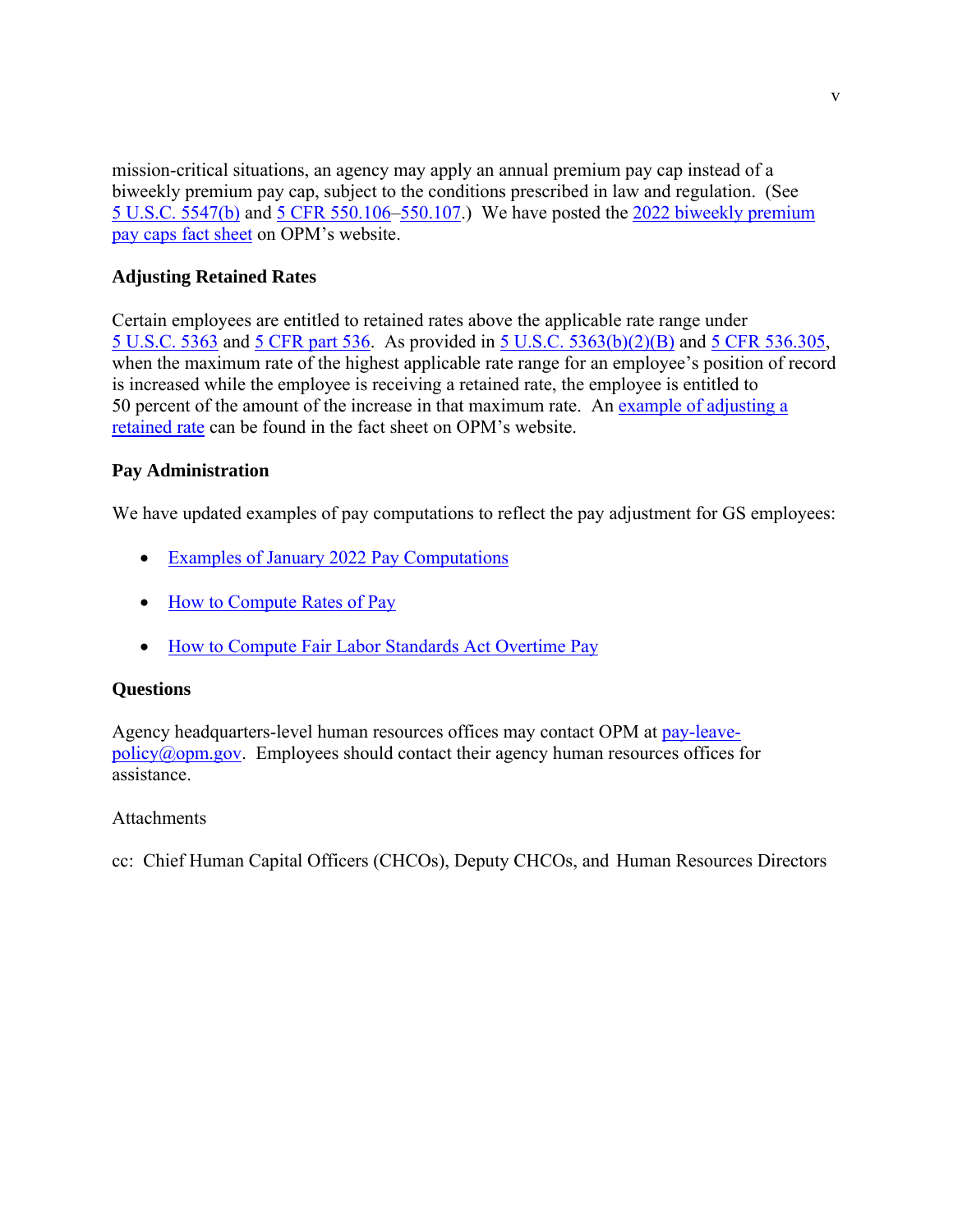mission-critical situations, an agency may apply an annual premium pay cap instead of a biweekly premium pay cap, subject to the conditions prescribed in law and regulation. (See 5 U.S.C. 5547(b) and 5 CFR 550.106–550.107.) We have posted the 2022 biweekly premium pay caps fact sheet on OPM's website.

**Adjusting Retained Rates**

Certain employees are entitled to retained rates above the applicable rate range under 5 U.S.C. 5363 and 5 CFR part 536. As provided in 5 U.S.C. 5363(b)(2)(B) and 5 CFR 536.305, when the maximum rate of the highest applicable rate range for an employee's position of record is increased while the employee is receiving a retained rate, the employee is entitled to 50 percent of the amount of the increase in that maximum rate. An example of adjusting a retained rate can be found in the fact sheet on OPM's website.

**Pay Administration**

We have updated examples of pay computations to reflect the pay adjustment for GS employees:

- Examples of January 2022 Pay Computations
- How to Compute Rates of Pay
- How to Compute Fair Labor Standards Act Overtime Pay

**Questions**

Agency headquarters-level human resources offices may contact OPM at pay-leave-policy@opm.gov. Employees should contact their agency human resources offices for assistance.

Attachments

cc: Chief Human Capital Officers (CHCOs), Deputy CHCOs, and Human Resources Directors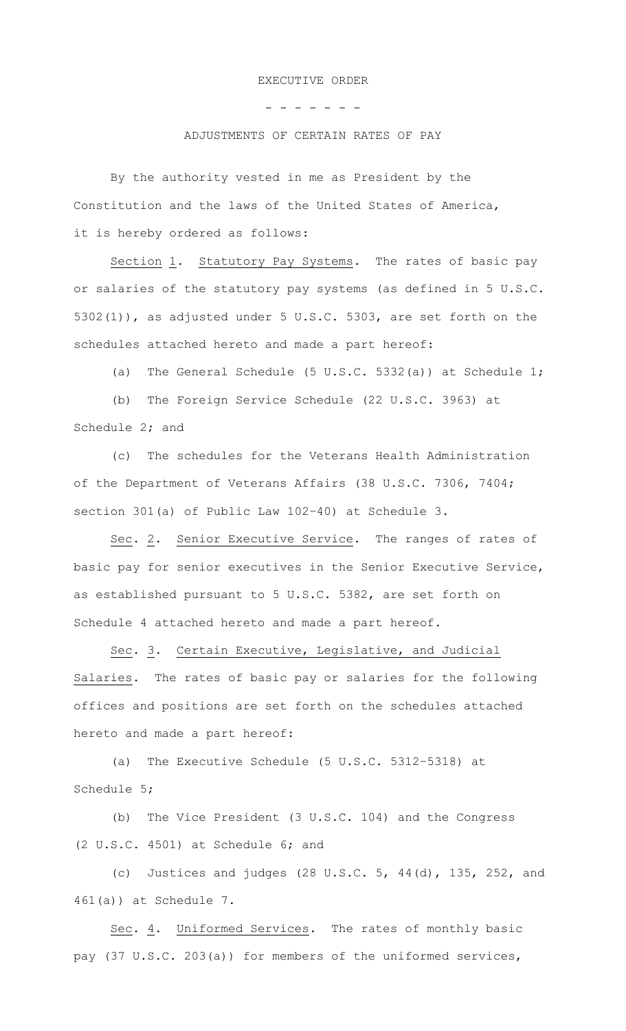# EXECUTIVE ORDER

- - - - - - -

## ADJUSTMENTS OF CERTAIN RATES OF PAY

By the authority vested in me as President by the Constitution and the laws of the United States of America, it is hereby ordered as follows:

Section 1. Statutory Pay Systems. The rates of basic pay or salaries of the statutory pay systems (as defined in 5 U.S.C. 5302(1)), as adjusted under 5 U.S.C. 5303, are set forth on the schedules attached hereto and made a part hereof:

(a) The General Schedule (5 U.S.C. 5332(a)) at Schedule 1;

(b) The Foreign Service Schedule (22 U.S.C. 3963) at Schedule 2; and

(c) The schedules for the Veterans Health Administration of the Department of Veterans Affairs (38 U.S.C. 7306, 7404; section 301(a) of Public Law 102-40) at Schedule 3.

Sec. 2. Senior Executive Service. The ranges of rates of basic pay for senior executives in the Senior Executive Service, as established pursuant to 5 U.S.C. 5382, are set forth on Schedule 4 attached hereto and made a part hereof.

Sec. 3. Certain Executive, Legislative, and Judicial Salaries. The rates of basic pay or salaries for the following offices and positions are set forth on the schedules attached hereto and made a part hereof:

(a) The Executive Schedule (5 U.S.C. 5312-5318) at Schedule 5;

(b) The Vice President (3 U.S.C. 104) and the Congress (2 U.S.C. 4501) at Schedule 6; and

(c) Justices and judges (28 U.S.C. 5, 44(d), 135, 252, and 461(a)) at Schedule 7.

Sec. 4. Uniformed Services. The rates of monthly basic pay (37 U.S.C. 203(a)) for members of the uniformed services,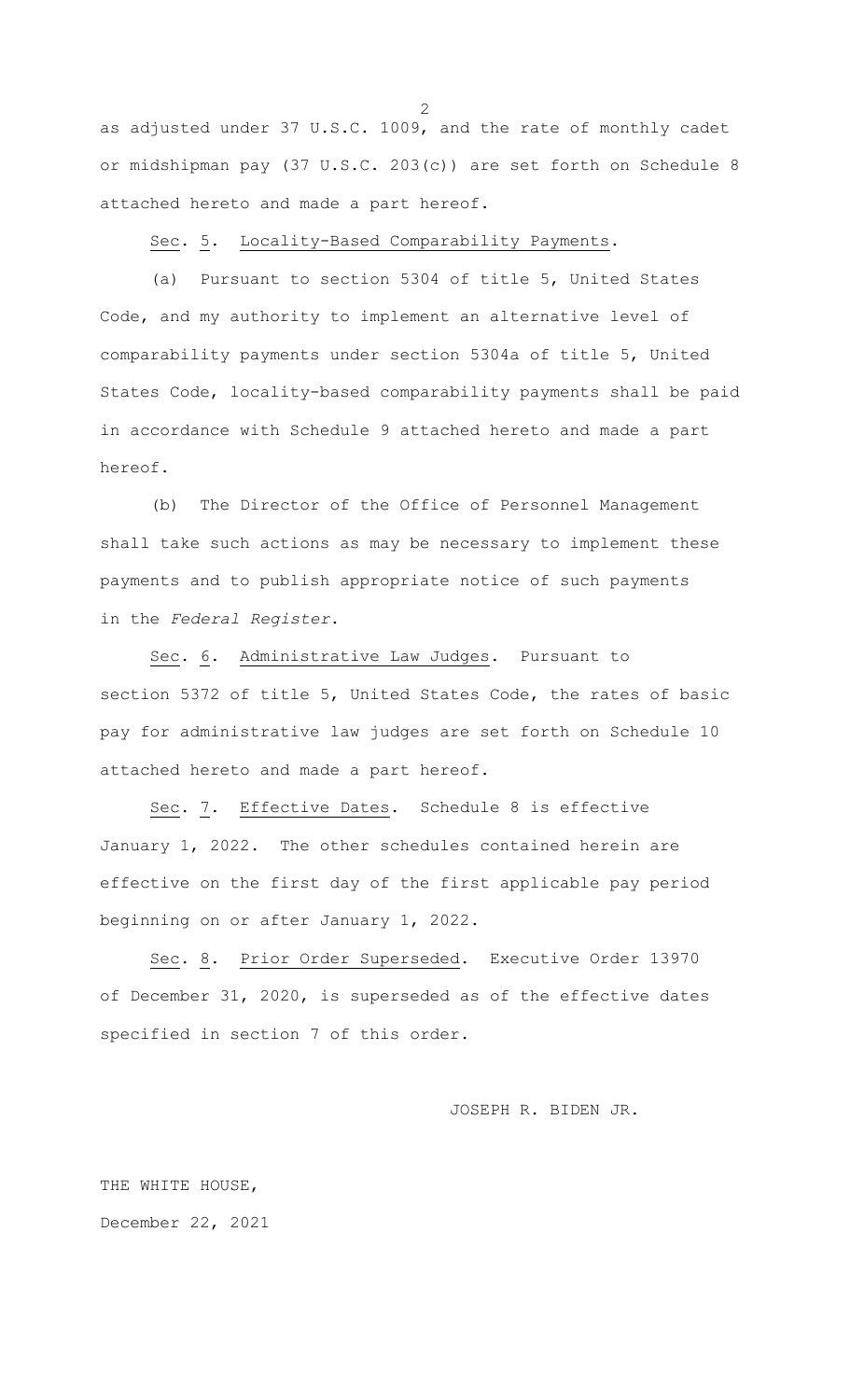as adjusted under 37 U.S.C. 1009, and the rate of monthly cadet or midshipman pay (37 U.S.C. 203(c)) are set forth on Schedule 8 attached hereto and made a part hereof.

Sec. 5. Locality-Based Comparability Payments.

(a) Pursuant to section 5304 of title 5, United States Code, and my authority to implement an alternative level of comparability payments under section 5304a of title 5, United States Code, locality-based comparability payments shall be paid in accordance with Schedule 9 attached hereto and made a part hereof.

(b) The Director of the Office of Personnel Management shall take such actions as may be necessary to implement these payments and to publish appropriate notice of such payments in the *Federal Register*.

Sec. 6. Administrative Law Judges. Pursuant to section 5372 of title 5, United States Code, the rates of basic pay for administrative law judges are set forth on Schedule 10 attached hereto and made a part hereof.

Sec. 7. Effective Dates. Schedule 8 is effective January 1, 2022. The other schedules contained herein are effective on the first day of the first applicable pay period beginning on or after January 1, 2022.

Sec. 8. Prior Order Superseded. Executive Order 13970 of December 31, 2020, is superseded as of the effective dates specified in section 7 of this order.

JOSEPH R. BIDEN JR.

THE WHITE HOUSE,
December 22, 2021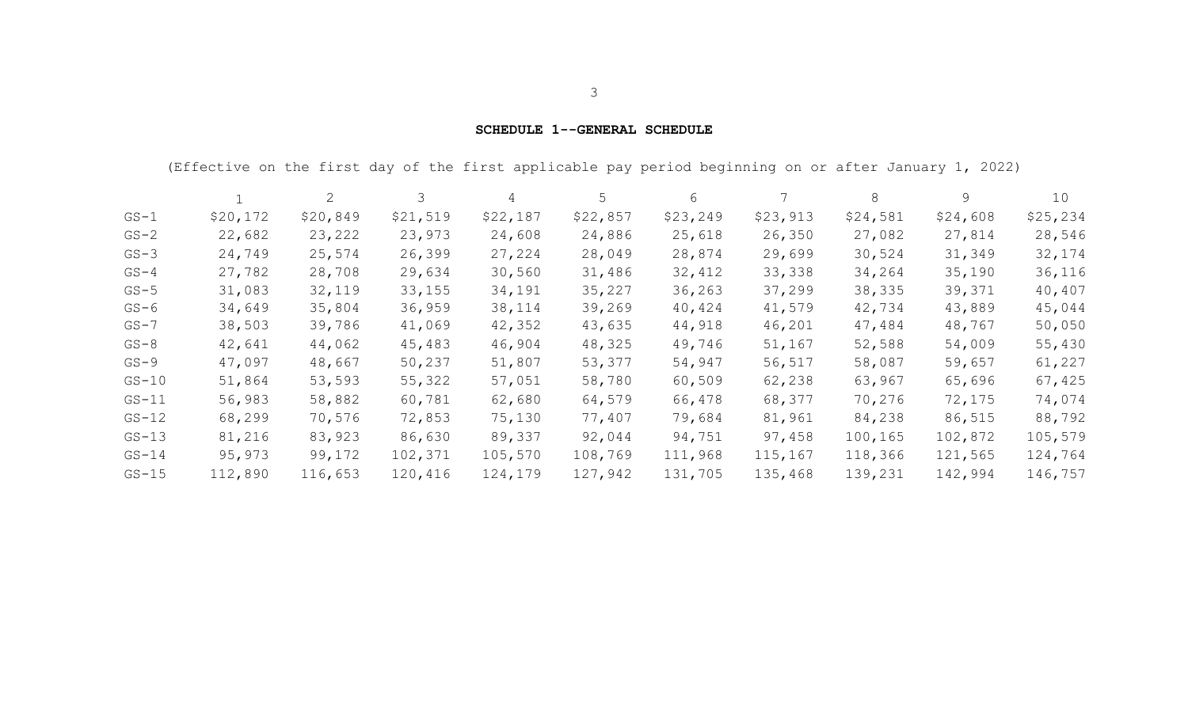**SCHEDULE 1--GENERAL SCHEDULE**

(Effective on the first day of the first applicable pay period beginning on or after January 1, 2022)

| | 1 | 2 | 3 | 4 | 5 | 6 | 7 | 8 | 9 | 10 |
|---|---|---|---|---|---|---|---|---|---|---|
| GS-1 | $20,172 | $20,849 | $21,519 | $22,187 | $22,857 | $23,249 | $23,913 | $24,581 | $24,608 | $25,234 |
| GS-2 | 22,682 | 23,222 | 23,973 | 24,608 | 24,886 | 25,618 | 26,350 | 27,082 | 27,814 | 28,546 |
| GS-3 | 24,749 | 25,574 | 26,399 | 27,224 | 28,049 | 28,874 | 29,699 | 30,524 | 31,349 | 32,174 |
| GS-4 | 27,782 | 28,708 | 29,634 | 30,560 | 31,486 | 32,412 | 33,338 | 34,264 | 35,190 | 36,116 |
| GS-5 | 31,083 | 32,119 | 33,155 | 34,191 | 35,227 | 36,263 | 37,299 | 38,335 | 39,371 | 40,407 |
| GS-6 | 34,649 | 35,804 | 36,959 | 38,114 | 39,269 | 40,424 | 41,579 | 42,734 | 43,889 | 45,044 |
| GS-7 | 38,503 | 39,786 | 41,069 | 42,352 | 43,635 | 44,918 | 46,201 | 47,484 | 48,767 | 50,050 |
| GS-8 | 42,641 | 44,062 | 45,483 | 46,904 | 48,325 | 49,746 | 51,167 | 52,588 | 54,009 | 55,430 |
| GS-9 | 47,097 | 48,667 | 50,237 | 51,807 | 53,377 | 54,947 | 56,517 | 58,087 | 59,657 | 61,227 |
| GS-10 | 51,864 | 53,593 | 55,322 | 57,051 | 58,780 | 60,509 | 62,238 | 63,967 | 65,696 | 67,425 |
| GS-11 | 56,983 | 58,882 | 60,781 | 62,680 | 64,579 | 66,478 | 68,377 | 70,276 | 72,175 | 74,074 |
| GS-12 | 68,299 | 70,576 | 72,853 | 75,130 | 77,407 | 79,684 | 81,961 | 84,238 | 86,515 | 88,792 |
| GS-13 | 81,216 | 83,923 | 86,630 | 89,337 | 92,044 | 94,751 | 97,458 | 100,165 | 102,872 | 105,579 |
| GS-14 | 95,973 | 99,172 | 102,371 | 105,570 | 108,769 | 111,968 | 115,167 | 118,366 | 121,565 | 124,764 |
| GS-15 | 112,890 | 116,653 | 120,416 | 124,179 | 127,942 | 131,705 | 135,468 | 139,231 | 142,994 | 146,757 |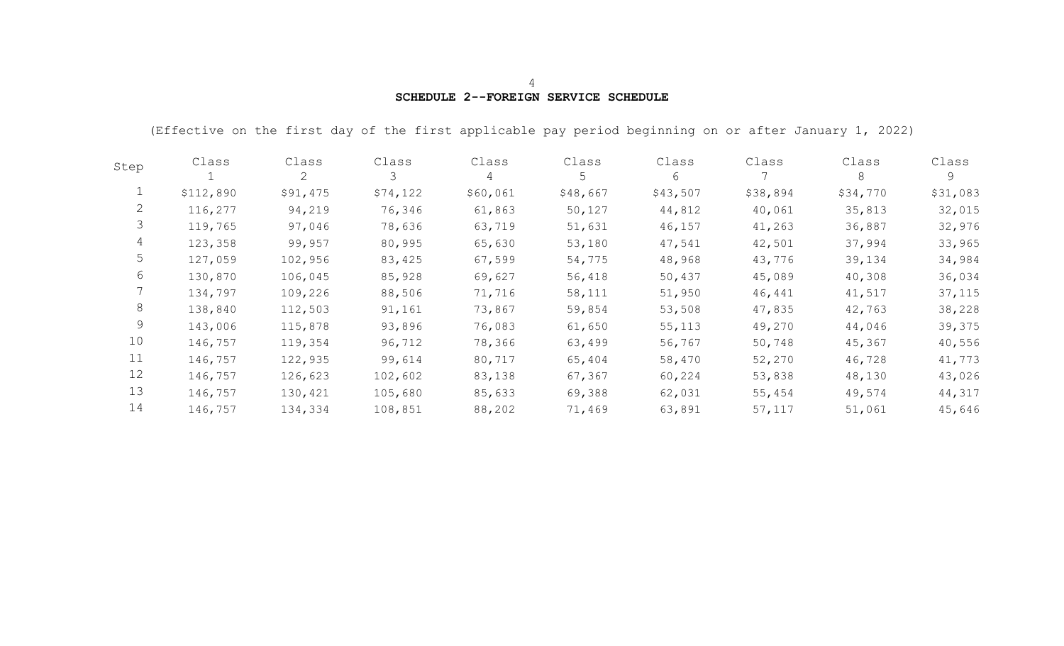**SCHEDULE 2--FOREIGN SERVICE SCHEDULE**

(Effective on the first day of the first applicable pay period beginning on or after January 1, 2022)

| Step | Class 1 | Class 2 | Class 3 | Class 4 | Class 5 | Class 6 | Class 7 | Class 8 | Class 9 |
|---|---|---|---|---|---|---|---|---|---|
| 1 | $112,890 | $91,475 | $74,122 | $60,061 | $48,667 | $43,507 | $38,894 | $34,770 | $31,083 |
| 2 | 116,277 | 94,219 | 76,346 | 61,863 | 50,127 | 44,812 | 40,061 | 35,813 | 32,015 |
| 3 | 119,765 | 97,046 | 78,636 | 63,719 | 51,631 | 46,157 | 41,263 | 36,887 | 32,976 |
| 4 | 123,358 | 99,957 | 80,995 | 65,630 | 53,180 | 47,541 | 42,501 | 37,994 | 33,965 |
| 5 | 127,059 | 102,956 | 83,425 | 67,599 | 54,775 | 48,968 | 43,776 | 39,134 | 34,984 |
| 6 | 130,870 | 106,045 | 85,928 | 69,627 | 56,418 | 50,437 | 45,089 | 40,308 | 36,034 |
| 7 | 134,797 | 109,226 | 88,506 | 71,716 | 58,111 | 51,950 | 46,441 | 41,517 | 37,115 |
| 8 | 138,840 | 112,503 | 91,161 | 73,867 | 59,854 | 53,508 | 47,835 | 42,763 | 38,228 |
| 9 | 143,006 | 115,878 | 93,896 | 76,083 | 61,650 | 55,113 | 49,270 | 44,046 | 39,375 |
| 10 | 146,757 | 119,354 | 96,712 | 78,366 | 63,499 | 56,767 | 50,748 | 45,367 | 40,556 |
| 11 | 146,757 | 122,935 | 99,614 | 80,717 | 65,404 | 58,470 | 52,270 | 46,728 | 41,773 |
| 12 | 146,757 | 126,623 | 102,602 | 83,138 | 67,367 | 60,224 | 53,838 | 48,130 | 43,026 |
| 13 | 146,757 | 130,421 | 105,680 | 85,633 | 69,388 | 62,031 | 55,454 | 49,574 | 44,317 |
| 14 | 146,757 | 134,334 | 108,851 | 88,202 | 71,469 | 63,891 | 57,117 | 51,061 | 45,646 |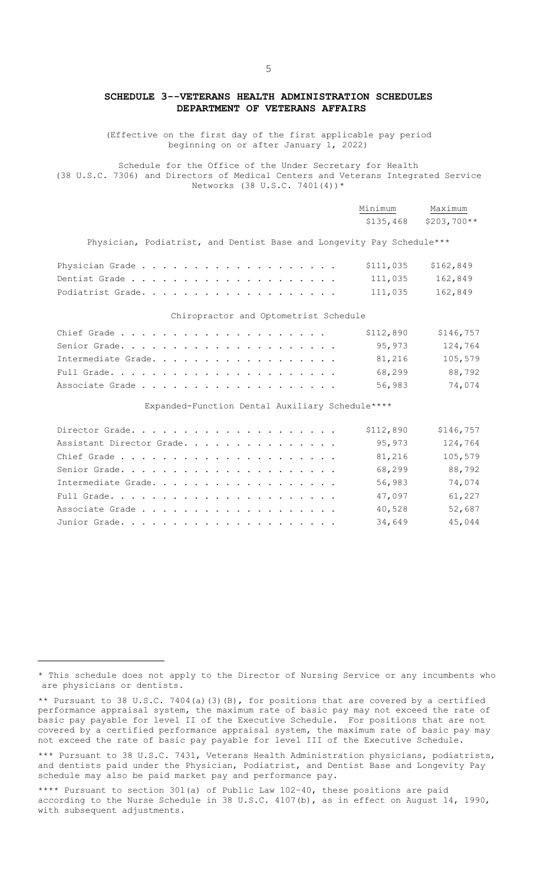## SCHEDULE 3--VETERANS HEALTH ADMINISTRATION SCHEDULES DEPARTMENT OF VETERANS AFFAIRS

(Effective on the first day of the first applicable pay period beginning on or after January 1, 2022)

Schedule for the Office of the Under Secretary for Health (38 U.S.C. 7306) and Directors of Medical Centers and Veterans Integrated Service Networks (38 U.S.C. 7401(4))*

| Minimum | Maximum |
|---|---|
| $135,468 | $203,700** |

Physician, Podiatrist, and Dentist Base and Longevity Pay Schedule***

| | Minimum | Maximum |
|---|---|---|
| Physician Grade | $111,035 | $162,849 |
| Dentist Grade | 111,035 | 162,849 |
| Podiatrist Grade | 111,035 | 162,849 |

Chiropractor and Optometrist Schedule

| | Minimum | Maximum |
|---|---|---|
| Chief Grade | $112,890 | $146,757 |
| Senior Grade | 95,973 | 124,764 |
| Intermediate Grade | 81,216 | 105,579 |
| Full Grade | 68,299 | 88,792 |
| Associate Grade | 56,983 | 74,074 |

Expanded-Function Dental Auxiliary Schedule****

| | Minimum | Maximum |
|---|---|---|
| Director Grade | $112,890 | $146,757 |
| Assistant Director Grade | 95,973 | 124,764 |
| Chief Grade | 81,216 | 105,579 |
| Senior Grade | 68,299 | 88,792 |
| Intermediate Grade | 56,983 | 74,074 |
| Full Grade | 47,097 | 61,227 |
| Associate Grade | 40,528 | 52,687 |
| Junior Grade | 34,649 | 45,044 |

* This schedule does not apply to the Director of Nursing Service or any incumbents who are physicians or dentists.

** Pursuant to 38 U.S.C. 7404(a)(3)(B), for positions that are covered by a certified performance appraisal system, the maximum rate of basic pay may not exceed the rate of basic pay payable for level II of the Executive Schedule. For positions that are not covered by a certified performance appraisal system, the maximum rate of basic pay may not exceed the rate of basic pay payable for level III of the Executive Schedule.

*** Pursuant to 38 U.S.C. 7431, Veterans Health Administration physicians, podiatrists, and dentists paid under the Physician, Podiatrist, and Dentist Base and Longevity Pay schedule may also be paid market pay and performance pay.

**** Pursuant to section 301(a) of Public Law 102-40, these positions are paid according to the Nurse Schedule in 38 U.S.C. 4107(b), as in effect on August 14, 1990, with subsequent adjustments.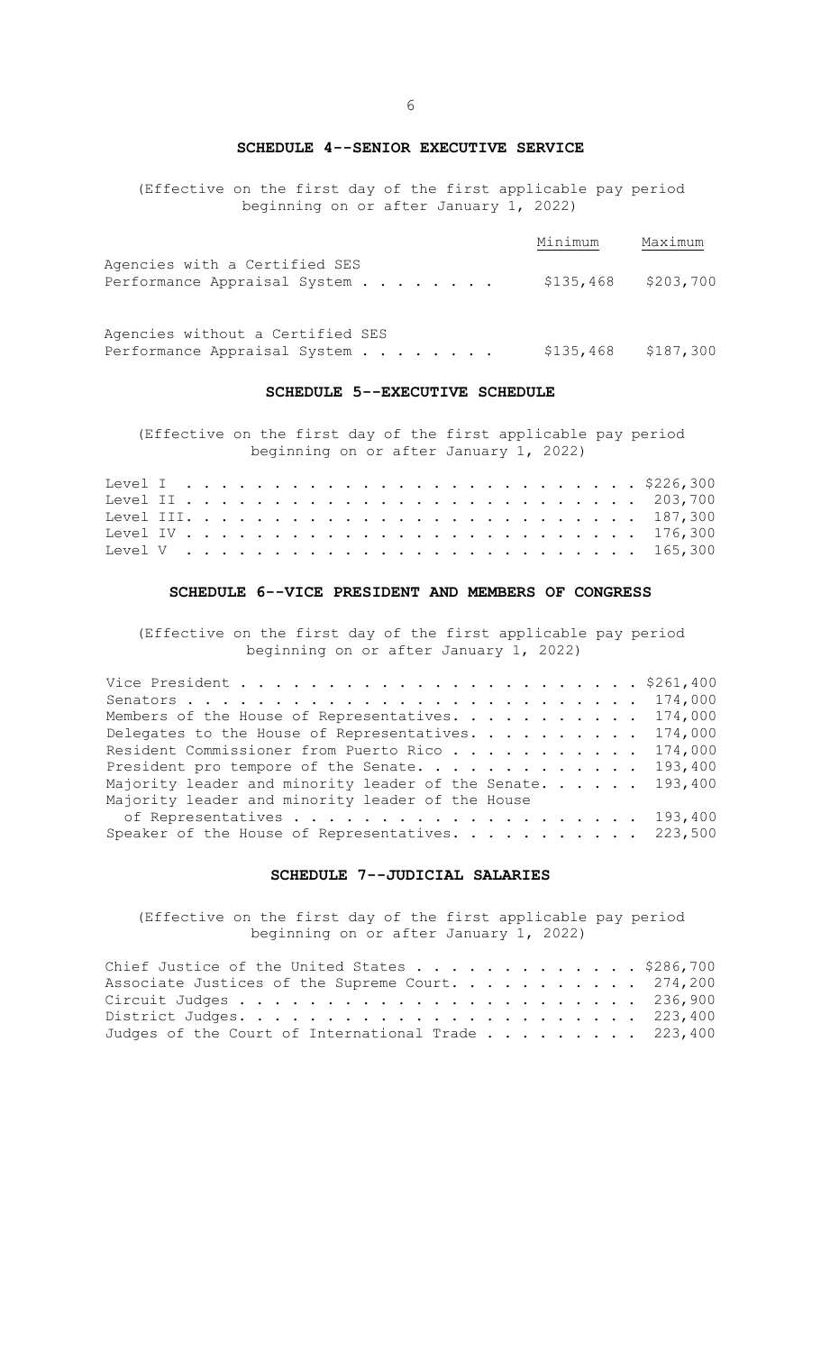## SCHEDULE 4--SENIOR EXECUTIVE SERVICE

(Effective on the first day of the first applicable pay period beginning on or after January 1, 2022)

| | Minimum | Maximum |
|---|---|---|
| Agencies with a Certified SES Performance Appraisal System | $135,468 | $203,700 |
| Agencies without a Certified SES Performance Appraisal System | $135,468 | $187,300 |

## SCHEDULE 5--EXECUTIVE SCHEDULE

(Effective on the first day of the first applicable pay period beginning on or after January 1, 2022)

| | |
|---|---|
| Level I | $226,300 |
| Level II | 203,700 |
| Level III | 187,300 |
| Level IV | 176,300 |
| Level V | 165,300 |

## SCHEDULE 6--VICE PRESIDENT AND MEMBERS OF CONGRESS

(Effective on the first day of the first applicable pay period beginning on or after January 1, 2022)

| | |
|---|---|
| Vice President | $261,400 |
| Senators | 174,000 |
| Members of the House of Representatives | 174,000 |
| Delegates to the House of Representatives | 174,000 |
| Resident Commissioner from Puerto Rico | 174,000 |
| President pro tempore of the Senate | 193,400 |
| Majority leader and minority leader of the Senate | 193,400 |
| Majority leader and minority leader of the House of Representatives | 193,400 |
| Speaker of the House of Representatives | 223,500 |

## SCHEDULE 7--JUDICIAL SALARIES

(Effective on the first day of the first applicable pay period beginning on or after January 1, 2022)

| | |
|---|---|
| Chief Justice of the United States | $286,700 |
| Associate Justices of the Supreme Court | 274,200 |
| Circuit Judges | 236,900 |
| District Judges | 223,400 |
| Judges of the Court of International Trade | 223,400 |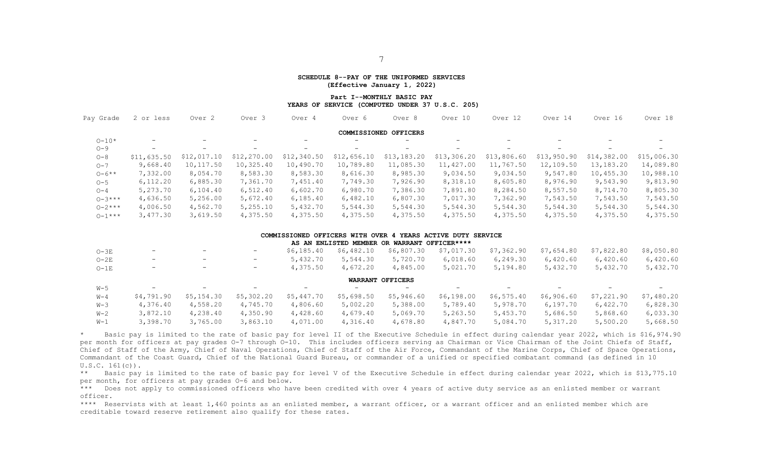**SCHEDULE 8--PAY OF THE UNIFORMED SERVICES**
**(Effective January 1, 2022)**

**Part I--MONTHLY BASIC PAY**
**YEARS OF SERVICE (COMPUTED UNDER 37 U.S.C. 205)**

| Pay Grade | 2 or less | Over 2 | Over 3 | Over 4 | Over 6 | Over 8 | Over 10 | Over 12 | Over 14 | Over 16 | Over 18 |
|---|---|---|---|---|---|---|---|---|---|---|---|
| **COMMISSIONED OFFICERS** | | | | | | | | | | | |
| O-10* | - | - | - | - | - | - | - | - | - | - | - |
| O-9 | - | - | - | - | - | - | - | - | - | - | - |
| O-8 | $11,635.50 | $12,017.10 | $12,270.00 | $12,340.50 | $12,656.10 | $13,183.20 | $13,306.20 | $13,806.60 | $13,950.90 | $14,382.00 | $15,006.30 |
| O-7 | 9,668.40 | 10,117.50 | 10,325.40 | 10,490.70 | 10,789.80 | 11,085.30 | 11,427.00 | 11,767.50 | 12,109.50 | 13,183.20 | 14,089.80 |
| O-6** | 7,332.00 | 8,054.70 | 8,583.30 | 8,583.30 | 8,616.30 | 8,985.30 | 9,034.50 | 9,034.50 | 9,547.80 | 10,455.30 | 10,988.10 |
| O-5 | 6,112.20 | 6,885.30 | 7,361.70 | 7,451.40 | 7,749.30 | 7,926.90 | 8,318.10 | 8,605.80 | 8,976.90 | 9,543.90 | 9,813.90 |
| O-4 | 5,273.70 | 6,104.40 | 6,512.40 | 6,602.70 | 6,980.70 | 7,386.30 | 7,891.80 | 8,284.50 | 8,557.50 | 8,714.70 | 8,805.30 |
| O-3*** | 4,636.50 | 5,256.00 | 5,672.40 | 6,185.40 | 6,482.10 | 6,807.30 | 7,017.30 | 7,362.90 | 7,543.50 | 7,543.50 | 7,543.50 |
| O-2*** | 4,006.50 | 4,562.70 | 5,255.10 | 5,432.70 | 5,544.30 | 5,544.30 | 5,544.30 | 5,544.30 | 5,544.30 | 5,544.30 | 5,544.30 |
| O-1*** | 3,477.30 | 3,619.50 | 4,375.50 | 4,375.50 | 4,375.50 | 4,375.50 | 4,375.50 | 4,375.50 | 4,375.50 | 4,375.50 | 4,375.50 |
| **COMMISSIONED OFFICERS WITH OVER 4 YEARS ACTIVE DUTY SERVICE AS AN ENLISTED MEMBER OR WARRANT OFFICER\*\*\*\*** | | | | | | | | | | | |
| O-3E | - | - | - | $6,185.40 | $6,482.10 | $6,807.30 | $7,017.30 | $7,362.90 | $7,654.80 | $7,822.80 | $8,050.80 |
| O-2E | - | - | - | 5,432.70 | 5,544.30 | 5,720.70 | 6,018.60 | 6,249.30 | 6,420.60 | 6,420.60 | 6,420.60 |
| O-1E | - | - | - | 4,375.50 | 4,672.20 | 4,845.00 | 5,021.70 | 5,194.80 | 5,432.70 | 5,432.70 | 5,432.70 |
| **WARRANT OFFICERS** | | | | | | | | | | | |
| W-5 | - | - | - | - | - | - | - | - | - | - | - |
| W-4 | $4,791.90 | $5,154.30 | $5,302.20 | $5,447.70 | $5,698.50 | $5,946.60 | $6,198.00 | $6,575.40 | $6,906.60 | $7,221.90 | $7,480.20 |
| W-3 | 4,376.40 | 4,558.20 | 4,745.70 | 4,806.60 | 5,002.20 | 5,388.00 | 5,789.40 | 5,978.70 | 6,197.70 | 6,422.70 | 6,828.30 |
| W-2 | 3,872.10 | 4,238.40 | 4,350.90 | 4,428.60 | 4,679.40 | 5,069.70 | 5,263.50 | 5,453.70 | 5,686.50 | 5,868.60 | 6,033.30 |
| W-1 | 3,398.70 | 3,765.00 | 3,863.10 | 4,071.00 | 4,316.40 | 4,678.80 | 4,847.70 | 5,084.70 | 5,317.20 | 5,500.20 | 5,668.50 |

\* Basic pay is limited to the rate of basic pay for level II of the Executive Schedule in effect during calendar year 2022, which is $16,974.90 per month for officers at pay grades O-7 through O-10. This includes officers serving as Chairman or Vice Chairman of the Joint Chiefs of Staff, Chief of Staff of the Army, Chief of Naval Operations, Chief of Staff of the Air Force, Commandant of the Marine Corps, Chief of Space Operations, Commandant of the Coast Guard, Chief of the National Guard Bureau, or commander of a unified or specified combatant command (as defined in 10 U.S.C. 161(c)).

\*\* Basic pay is limited to the rate of basic pay for level V of the Executive Schedule in effect during calendar year 2022, which is $13,775.10 per month, for officers at pay grades O-6 and below.

\*\*\* Does not apply to commissioned officers who have been credited with over 4 years of active duty service as an enlisted member or warrant officer.

\*\*\*\* Reservists with at least 1,460 points as an enlisted member, a warrant officer, or a warrant officer and an enlisted member which are creditable toward reserve retirement also qualify for these rates.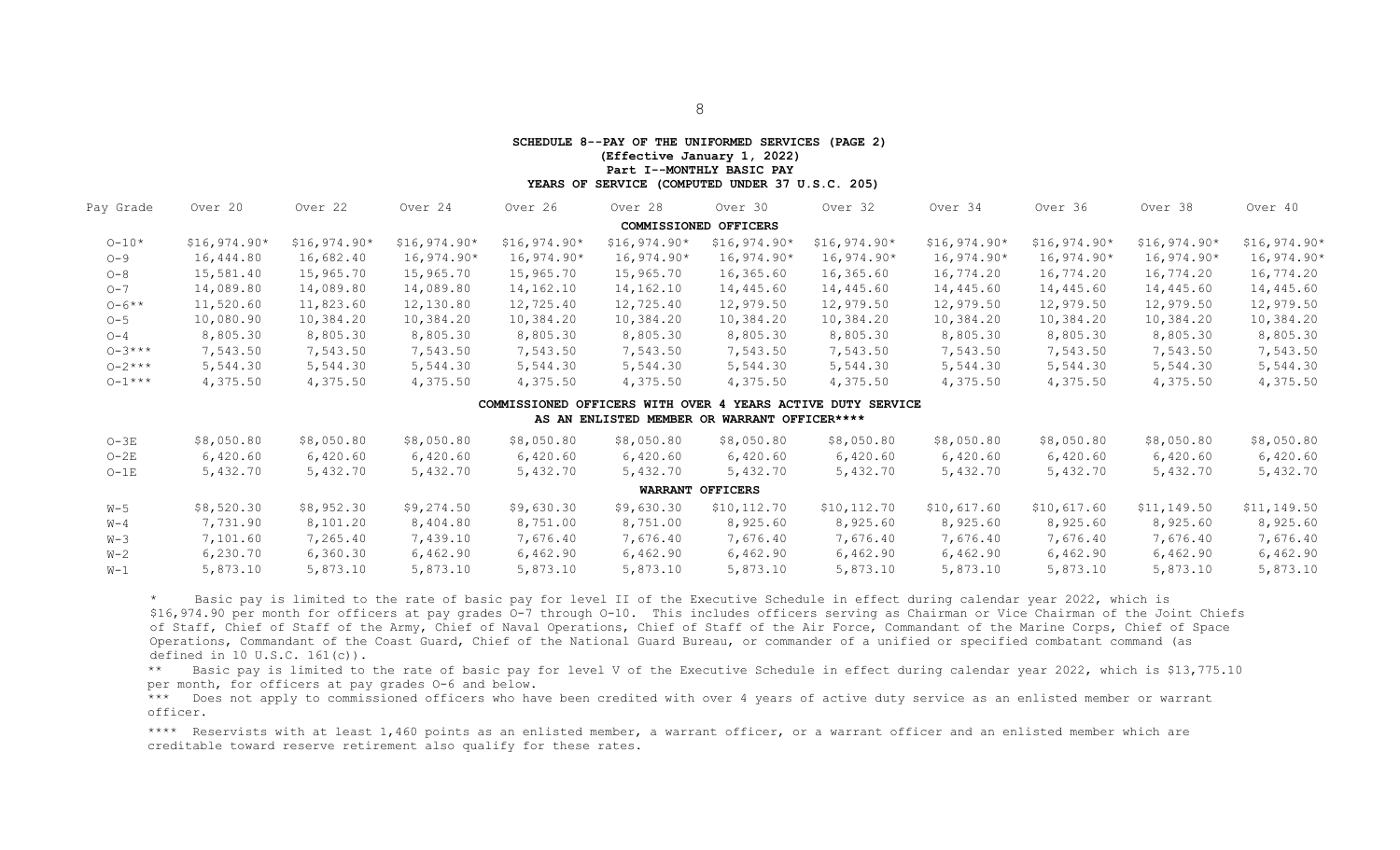**SCHEDULE 8--PAY OF THE UNIFORMED SERVICES (PAGE 2)**
**(Effective January 1, 2022)**
**Part I--MONTHLY BASIC PAY**
**YEARS OF SERVICE (COMPUTED UNDER 37 U.S.C. 205)**

| Pay Grade | Over 20 | Over 22 | Over 24 | Over 26 | Over 28 | Over 30 | Over 32 | Over 34 | Over 36 | Over 38 | Over 40 |
|---|---|---|---|---|---|---|---|---|---|---|---|
| **COMMISSIONED OFFICERS** | | | | | | | | | | | |
| O-10* | $16,974.90* | $16,974.90* | $16,974.90* | $16,974.90* | $16,974.90* | $16,974.90* | $16,974.90* | $16,974.90* | $16,974.90* | $16,974.90* | $16,974.90* |
| O-9 | 16,444.80 | 16,682.40 | 16,974.90* | 16,974.90* | 16,974.90* | 16,974.90* | 16,974.90* | 16,974.90* | 16,974.90* | 16,974.90* | 16,974.90* |
| O-8 | 15,581.40 | 15,965.70 | 15,965.70 | 15,965.70 | 15,965.70 | 16,365.60 | 16,365.60 | 16,774.20 | 16,774.20 | 16,774.20 | 16,774.20 |
| O-7 | 14,089.80 | 14,089.80 | 14,089.80 | 14,162.10 | 14,162.10 | 14,445.60 | 14,445.60 | 14,445.60 | 14,445.60 | 14,445.60 | 14,445.60 |
| O-6** | 11,520.60 | 11,823.60 | 12,130.80 | 12,725.40 | 12,725.40 | 12,979.50 | 12,979.50 | 12,979.50 | 12,979.50 | 12,979.50 | 12,979.50 |
| O-5 | 10,080.90 | 10,384.20 | 10,384.20 | 10,384.20 | 10,384.20 | 10,384.20 | 10,384.20 | 10,384.20 | 10,384.20 | 10,384.20 | 10,384.20 |
| O-4 | 8,805.30 | 8,805.30 | 8,805.30 | 8,805.30 | 8,805.30 | 8,805.30 | 8,805.30 | 8,805.30 | 8,805.30 | 8,805.30 | 8,805.30 |
| O-3*** | 7,543.50 | 7,543.50 | 7,543.50 | 7,543.50 | 7,543.50 | 7,543.50 | 7,543.50 | 7,543.50 | 7,543.50 | 7,543.50 | 7,543.50 |
| O-2*** | 5,544.30 | 5,544.30 | 5,544.30 | 5,544.30 | 5,544.30 | 5,544.30 | 5,544.30 | 5,544.30 | 5,544.30 | 5,544.30 | 5,544.30 |
| O-1*** | 4,375.50 | 4,375.50 | 4,375.50 | 4,375.50 | 4,375.50 | 4,375.50 | 4,375.50 | 4,375.50 | 4,375.50 | 4,375.50 | 4,375.50 |
| **COMMISSIONED OFFICERS WITH OVER 4 YEARS ACTIVE DUTY SERVICE AS AN ENLISTED MEMBER OR WARRANT OFFICER**** | | | | | | | | | | | |
| O-3E | $8,050.80 | $8,050.80 | $8,050.80 | $8,050.80 | $8,050.80 | $8,050.80 | $8,050.80 | $8,050.80 | $8,050.80 | $8,050.80 | $8,050.80 |
| O-2E | 6,420.60 | 6,420.60 | 6,420.60 | 6,420.60 | 6,420.60 | 6,420.60 | 6,420.60 | 6,420.60 | 6,420.60 | 6,420.60 | 6,420.60 |
| O-1E | 5,432.70 | 5,432.70 | 5,432.70 | 5,432.70 | 5,432.70 | 5,432.70 | 5,432.70 | 5,432.70 | 5,432.70 | 5,432.70 | 5,432.70 |
| **WARRANT OFFICERS** | | | | | | | | | | | |
| W-5 | $8,520.30 | $8,952.30 | $9,274.50 | $9,630.30 | $9,630.30 | $10,112.70 | $10,112.70 | $10,617.60 | $10,617.60 | $11,149.50 | $11,149.50 |
| W-4 | 7,731.90 | 8,101.20 | 8,404.80 | 8,751.00 | 8,751.00 | 8,925.60 | 8,925.60 | 8,925.60 | 8,925.60 | 8,925.60 | 8,925.60 |
| W-3 | 7,101.60 | 7,265.40 | 7,439.10 | 7,676.40 | 7,676.40 | 7,676.40 | 7,676.40 | 7,676.40 | 7,676.40 | 7,676.40 | 7,676.40 |
| W-2 | 6,230.70 | 6,360.30 | 6,462.90 | 6,462.90 | 6,462.90 | 6,462.90 | 6,462.90 | 6,462.90 | 6,462.90 | 6,462.90 | 6,462.90 |
| W-1 | 5,873.10 | 5,873.10 | 5,873.10 | 5,873.10 | 5,873.10 | 5,873.10 | 5,873.10 | 5,873.10 | 5,873.10 | 5,873.10 | 5,873.10 |

\* Basic pay is limited to the rate of basic pay for level II of the Executive Schedule in effect during calendar year 2022, which is $16,974.90 per month for officers at pay grades O-7 through O-10. This includes officers serving as Chairman or Vice Chairman of the Joint Chiefs of Staff, Chief of Staff of the Army, Chief of Naval Operations, Chief of Staff of the Air Force, Commandant of the Marine Corps, Chief of Space Operations, Commandant of the Coast Guard, Chief of the National Guard Bureau, or commander of a unified or specified combatant command (as defined in 10 U.S.C. 161(c)).

** Basic pay is limited to the rate of basic pay for level V of the Executive Schedule in effect during calendar year 2022, which is $13,775.10 per month, for officers at pay grades O-6 and below.

*** Does not apply to commissioned officers who have been credited with over 4 years of active duty service as an enlisted member or warrant officer.

**** Reservists with at least 1,460 points as an enlisted member, a warrant officer, or a warrant officer and an enlisted member which are creditable toward reserve retirement also qualify for these rates.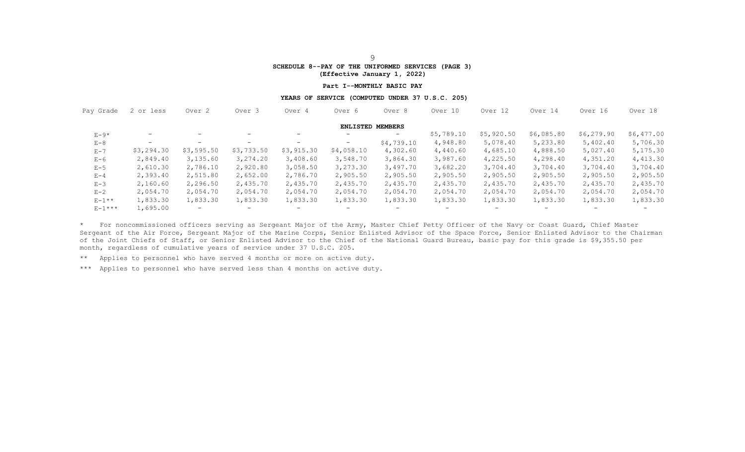**SCHEDULE 8--PAY OF THE UNIFORMED SERVICES (PAGE 3)**
**(Effective January 1, 2022)**

**Part I--MONTHLY BASIC PAY**

**YEARS OF SERVICE (COMPUTED UNDER 37 U.S.C. 205)**

| Pay Grade | 2 or less | Over 2 | Over 3 | Over 4 | Over 6 | Over 8 | Over 10 | Over 12 | Over 14 | Over 16 | Over 18 |
|---|---|---|---|---|---|---|---|---|---|---|---|
| **ENLISTED MEMBERS** | | | | | | | | | | | |
| E-9* | - | - | - | - | - | - | $5,789.10 | $5,920.50 | $6,085.80 | $6,279.90 | $6,477.00 |
| E-8 | - | - | - | - | - | $4,739.10 | 4,948.80 | 5,078.40 | 5,233.80 | 5,402.40 | 5,706.30 |
| E-7 | $3,294.30 | $3,595.50 | $3,733.50 | $3,915.30 | $4,058.10 | 4,302.60 | 4,440.60 | 4,685.10 | 4,888.50 | 5,027.40 | 5,175.30 |
| E-6 | 2,849.40 | 3,135.60 | 3,274.20 | 3,408.60 | 3,548.70 | 3,864.30 | 3,987.60 | 4,225.50 | 4,298.40 | 4,351.20 | 4,413.30 |
| E-5 | 2,610.30 | 2,786.10 | 2,920.80 | 3,058.50 | 3,273.30 | 3,497.70 | 3,682.20 | 3,704.40 | 3,704.40 | 3,704.40 | 3,704.40 |
| E-4 | 2,393.40 | 2,515.80 | 2,652.00 | 2,786.70 | 2,905.50 | 2,905.50 | 2,905.50 | 2,905.50 | 2,905.50 | 2,905.50 | 2,905.50 |
| E-3 | 2,160.60 | 2,296.50 | 2,435.70 | 2,435.70 | 2,435.70 | 2,435.70 | 2,435.70 | 2,435.70 | 2,435.70 | 2,435.70 | 2,435.70 |
| E-2 | 2,054.70 | 2,054.70 | 2,054.70 | 2,054.70 | 2,054.70 | 2,054.70 | 2,054.70 | 2,054.70 | 2,054.70 | 2,054.70 | 2,054.70 |
| E-1** | 1,833.30 | 1,833.30 | 1,833.30 | 1,833.30 | 1,833.30 | 1,833.30 | 1,833.30 | 1,833.30 | 1,833.30 | 1,833.30 | 1,833.30 |
| E-1*** | 1,695.00 | - | - | - | - | - | - | - | - | - | - |

\* For noncommissioned officers serving as Sergeant Major of the Army, Master Chief Petty Officer of the Navy or Coast Guard, Chief Master Sergeant of the Air Force, Sergeant Major of the Marine Corps, Senior Enlisted Advisor of the Space Force, Senior Enlisted Advisor to the Chairman of the Joint Chiefs of Staff, or Senior Enlisted Advisor to the Chief of the National Guard Bureau, basic pay for this grade is $9,355.50 per month, regardless of cumulative years of service under 37 U.S.C. 205.

** Applies to personnel who have served 4 months or more on active duty.

*** Applies to personnel who have served less than 4 months on active duty.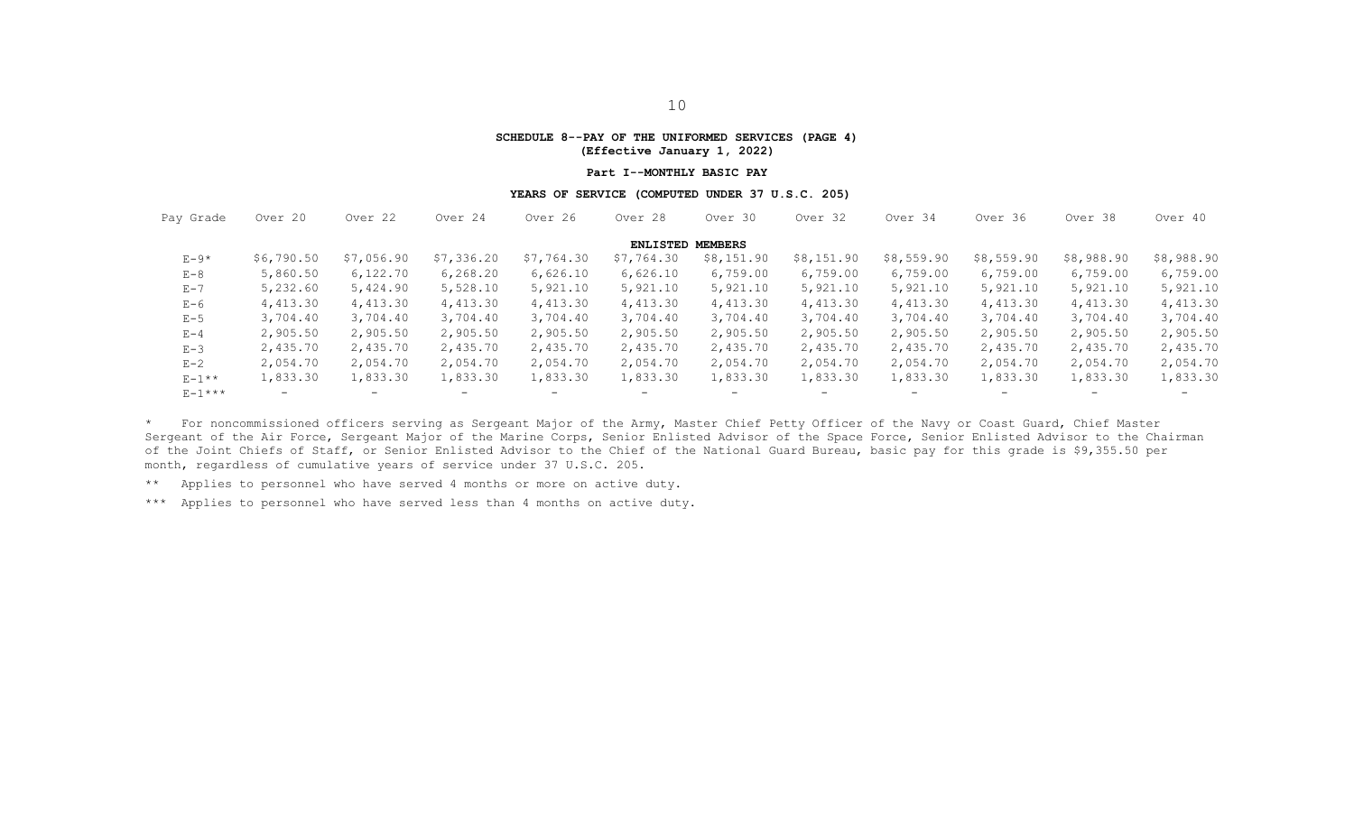**SCHEDULE 8--PAY OF THE UNIFORMED SERVICES (PAGE 4)**
**(Effective January 1, 2022)**

**Part I--MONTHLY BASIC PAY**

**YEARS OF SERVICE (COMPUTED UNDER 37 U.S.C. 205)**

| Pay Grade | Over 20 | Over 22 | Over 24 | Over 26 | Over 28 | Over 30 | Over 32 | Over 34 | Over 36 | Over 38 | Over 40 |
|---|---|---|---|---|---|---|---|---|---|---|---|
| | | | | | **ENLISTED MEMBERS** | | | | | | |
| E-9* | $6,790.50 | $7,056.90 | $7,336.20 | $7,764.30 | $7,764.30 | $8,151.90 | $8,151.90 | $8,559.90 | $8,559.90 | $8,988.90 | $8,988.90 |
| E-8 | 5,860.50 | 6,122.70 | 6,268.20 | 6,626.10 | 6,626.10 | 6,759.00 | 6,759.00 | 6,759.00 | 6,759.00 | 6,759.00 | 6,759.00 |
| E-7 | 5,232.60 | 5,424.90 | 5,528.10 | 5,921.10 | 5,921.10 | 5,921.10 | 5,921.10 | 5,921.10 | 5,921.10 | 5,921.10 | 5,921.10 |
| E-6 | 4,413.30 | 4,413.30 | 4,413.30 | 4,413.30 | 4,413.30 | 4,413.30 | 4,413.30 | 4,413.30 | 4,413.30 | 4,413.30 | 4,413.30 |
| E-5 | 3,704.40 | 3,704.40 | 3,704.40 | 3,704.40 | 3,704.40 | 3,704.40 | 3,704.40 | 3,704.40 | 3,704.40 | 3,704.40 | 3,704.40 |
| E-4 | 2,905.50 | 2,905.50 | 2,905.50 | 2,905.50 | 2,905.50 | 2,905.50 | 2,905.50 | 2,905.50 | 2,905.50 | 2,905.50 | 2,905.50 |
| E-3 | 2,435.70 | 2,435.70 | 2,435.70 | 2,435.70 | 2,435.70 | 2,435.70 | 2,435.70 | 2,435.70 | 2,435.70 | 2,435.70 | 2,435.70 |
| E-2 | 2,054.70 | 2,054.70 | 2,054.70 | 2,054.70 | 2,054.70 | 2,054.70 | 2,054.70 | 2,054.70 | 2,054.70 | 2,054.70 | 2,054.70 |
| E-1** | 1,833.30 | 1,833.30 | 1,833.30 | 1,833.30 | 1,833.30 | 1,833.30 | 1,833.30 | 1,833.30 | 1,833.30 | 1,833.30 | 1,833.30 |
| E-1*** | - | - | - | - | - | - | - | - | - | - | - |

\* For noncommissioned officers serving as Sergeant Major of the Army, Master Chief Petty Officer of the Navy or Coast Guard, Chief Master Sergeant of the Air Force, Sergeant Major of the Marine Corps, Senior Enlisted Advisor of the Space Force, Senior Enlisted Advisor to the Chairman of the Joint Chiefs of Staff, or Senior Enlisted Advisor to the Chief of the National Guard Bureau, basic pay for this grade is $9,355.50 per month, regardless of cumulative years of service under 37 U.S.C. 205.

\*\* Applies to personnel who have served 4 months or more on active duty.

\*\*\* Applies to personnel who have served less than 4 months on active duty.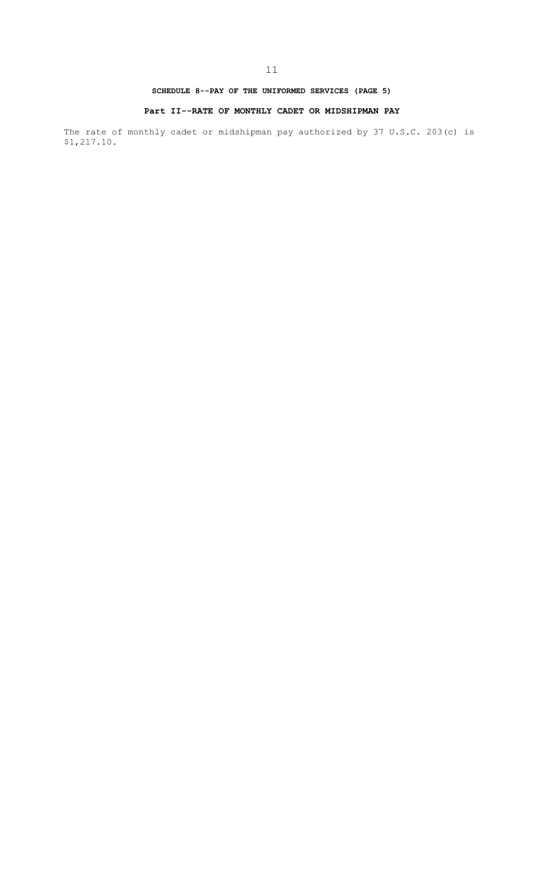**SCHEDULE 8--PAY OF THE UNIFORMED SERVICES (PAGE 5)**

**Part II--RATE OF MONTHLY CADET OR MIDSHIPMAN PAY**

The rate of monthly cadet or midshipman pay authorized by 37 U.S.C. 203(c) is $1,217.10.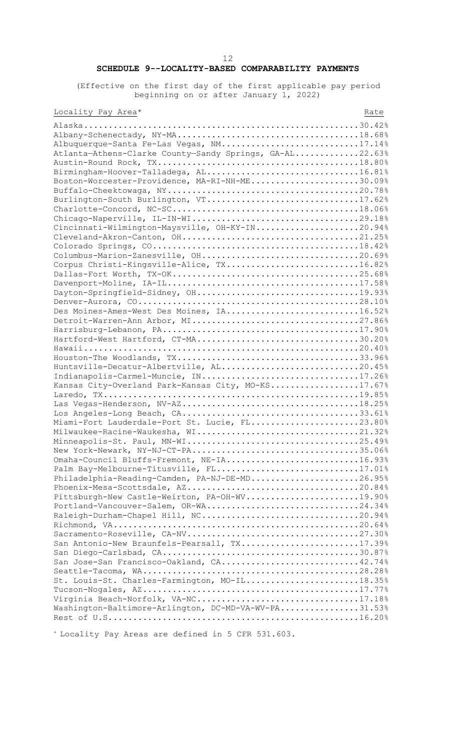## SCHEDULE 9--LOCALITY-BASED COMPARABILITY PAYMENTS

(Effective on the first day of the first applicable pay period beginning on or after January 1, 2022)

| Locality Pay Area* | Rate |
|---|---|
| Alaska | 30.42% |
| Albany-Schenectady, NY-MA | 18.68% |
| Albuquerque-Santa Fe-Las Vegas, NM | 17.14% |
| Atlanta—Athens-Clarke County—Sandy Springs, GA-AL | 22.63% |
| Austin-Round Rock, TX | 18.80% |
| Birmingham-Hoover-Talladega, AL | 16.81% |
| Boston-Worcester-Providence, MA-RI-NH-ME | 30.09% |
| Buffalo-Cheektowaga, NY | 20.78% |
| Burlington-South Burlington, VT | 17.62% |
| Charlotte-Concord, NC-SC | 18.06% |
| Chicago-Naperville, IL-IN-WI | 29.18% |
| Cincinnati-Wilmington-Maysville, OH-KY-IN | 20.94% |
| Cleveland-Akron-Canton, OH | 21.25% |
| Colorado Springs, CO | 18.42% |
| Columbus-Marion-Zanesville, OH | 20.69% |
| Corpus Christi-Kingsville-Alice, TX | 16.82% |
| Dallas-Fort Worth, TX-OK | 25.68% |
| Davenport-Moline, IA-IL | 17.58% |
| Dayton-Springfield-Sidney, OH | 19.93% |
| Denver-Aurora, CO | 28.10% |
| Des Moines-Ames-West Des Moines, IA | 16.52% |
| Detroit-Warren-Ann Arbor, MI | 27.86% |
| Harrisburg-Lebanon, PA | 17.90% |
| Hartford-West Hartford, CT-MA | 30.20% |
| Hawaii | 20.40% |
| Houston-The Woodlands, TX | 33.96% |
| Huntsville-Decatur-Albertville, AL | 20.45% |
| Indianapolis-Carmel-Muncie, IN | 17.26% |
| Kansas City-Overland Park-Kansas City, MO-KS | 17.67% |
| Laredo, TX | 19.85% |
| Las Vegas-Henderson, NV-AZ | 18.25% |
| Los Angeles-Long Beach, CA | 33.61% |
| Miami-Fort Lauderdale-Port St. Lucie, FL | 23.80% |
| Milwaukee-Racine-Waukesha, WI | 21.32% |
| Minneapolis-St. Paul, MN-WI | 25.49% |
| New York-Newark, NY-NJ-CT-PA | 35.06% |
| Omaha-Council Bluffs-Fremont, NE-IA | 16.93% |
| Palm Bay-Melbourne-Titusville, FL | 17.01% |
| Philadelphia-Reading-Camden, PA-NJ-DE-MD | 26.95% |
| Phoenix-Mesa-Scottsdale, AZ | 20.84% |
| Pittsburgh-New Castle-Weirton, PA-OH-WV | 19.90% |
| Portland-Vancouver-Salem, OR-WA | 24.34% |
| Raleigh-Durham-Chapel Hill, NC | 20.94% |
| Richmond, VA | 20.64% |
| Sacramento-Roseville, CA-NV | 27.30% |
| San Antonio-New Braunfels-Pearsall, TX | 17.39% |
| San Diego-Carlsbad, CA | 30.87% |
| San Jose-San Francisco-Oakland, CA | 42.74% |
| Seattle-Tacoma, WA | 28.28% |
| St. Louis-St. Charles-Farmington, MO-IL | 18.35% |
| Tucson-Nogales, AZ | 17.77% |
| Virginia Beach-Norfolk, VA-NC | 17.18% |
| Washington-Baltimore-Arlington, DC-MD-VA-WV-PA | 31.53% |
| Rest of U.S. | 16.20% |

* Locality Pay Areas are defined in 5 CFR 531.603.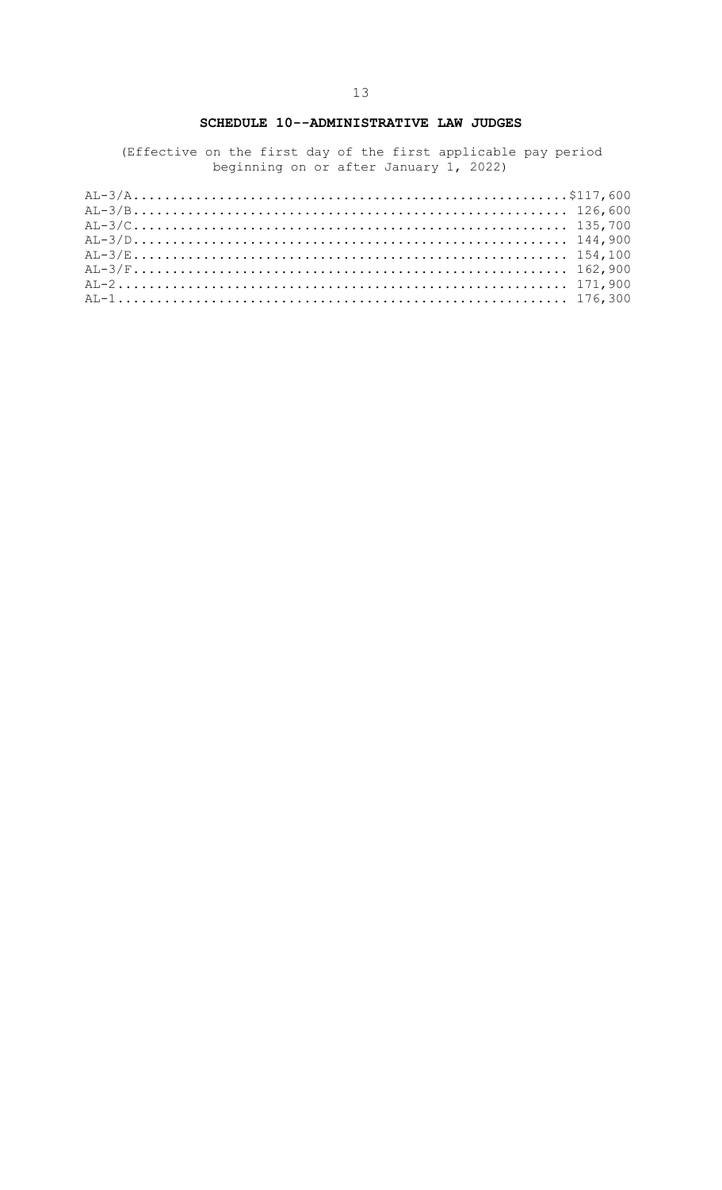## SCHEDULE 10--ADMINISTRATIVE LAW JUDGES

(Effective on the first day of the first applicable pay period beginning on or after January 1, 2022)

| | |
|---|---|
| AL-3/A | $117,600 |
| AL-3/B | 126,600 |
| AL-3/C | 135,700 |
| AL-3/D | 144,900 |
| AL-3/E | 154,100 |
| AL-3/F | 162,900 |
| AL-2 | 171,900 |
| AL-1 | 176,300 |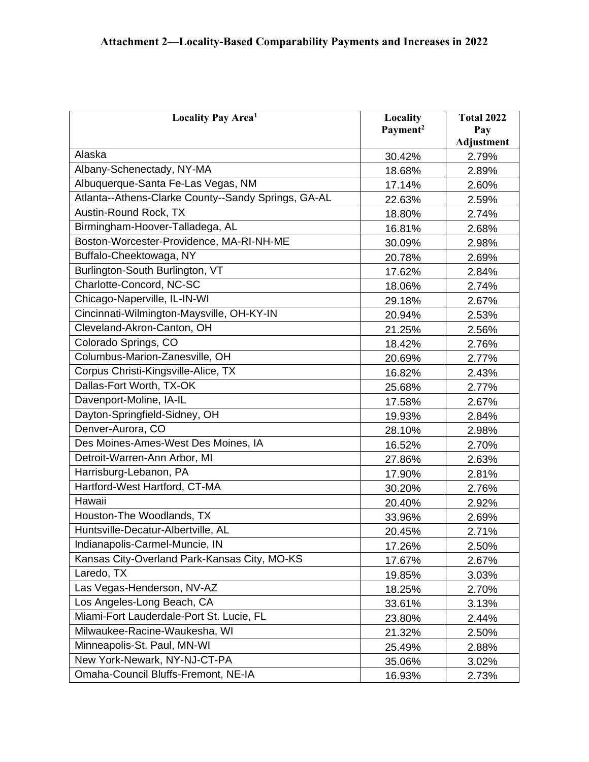**Attachment 2—Locality-Based Comparability Payments and Increases in 2022**

| Locality Pay Area[1] | Locality Payment[2] | Total 2022 Pay Adjustment |
|---|---|---|
| Alaska | 30.42% | 2.79% |
| Albany-Schenectady, NY-MA | 18.68% | 2.89% |
| Albuquerque-Santa Fe-Las Vegas, NM | 17.14% | 2.60% |
| Atlanta--Athens-Clarke County--Sandy Springs, GA-AL | 22.63% | 2.59% |
| Austin-Round Rock, TX | 18.80% | 2.74% |
| Birmingham-Hoover-Talladega, AL | 16.81% | 2.68% |
| Boston-Worcester-Providence, MA-RI-NH-ME | 30.09% | 2.98% |
| Buffalo-Cheektowaga, NY | 20.78% | 2.69% |
| Burlington-South Burlington, VT | 17.62% | 2.84% |
| Charlotte-Concord, NC-SC | 18.06% | 2.74% |
| Chicago-Naperville, IL-IN-WI | 29.18% | 2.67% |
| Cincinnati-Wilmington-Maysville, OH-KY-IN | 20.94% | 2.53% |
| Cleveland-Akron-Canton, OH | 21.25% | 2.56% |
| Colorado Springs, CO | 18.42% | 2.76% |
| Columbus-Marion-Zanesville, OH | 20.69% | 2.77% |
| Corpus Christi-Kingsville-Alice, TX | 16.82% | 2.43% |
| Dallas-Fort Worth, TX-OK | 25.68% | 2.77% |
| Davenport-Moline, IA-IL | 17.58% | 2.67% |
| Dayton-Springfield-Sidney, OH | 19.93% | 2.84% |
| Denver-Aurora, CO | 28.10% | 2.98% |
| Des Moines-Ames-West Des Moines, IA | 16.52% | 2.70% |
| Detroit-Warren-Ann Arbor, MI | 27.86% | 2.63% |
| Harrisburg-Lebanon, PA | 17.90% | 2.81% |
| Hartford-West Hartford, CT-MA | 30.20% | 2.76% |
| Hawaii | 20.40% | 2.92% |
| Houston-The Woodlands, TX | 33.96% | 2.69% |
| Huntsville-Decatur-Albertville, AL | 20.45% | 2.71% |
| Indianapolis-Carmel-Muncie, IN | 17.26% | 2.50% |
| Kansas City-Overland Park-Kansas City, MO-KS | 17.67% | 2.67% |
| Laredo, TX | 19.85% | 3.03% |
| Las Vegas-Henderson, NV-AZ | 18.25% | 2.70% |
| Los Angeles-Long Beach, CA | 33.61% | 3.13% |
| Miami-Fort Lauderdale-Port St. Lucie, FL | 23.80% | 2.44% |
| Milwaukee-Racine-Waukesha, WI | 21.32% | 2.50% |
| Minneapolis-St. Paul, MN-WI | 25.49% | 2.88% |
| New York-Newark, NY-NJ-CT-PA | 35.06% | 3.02% |
| Omaha-Council Bluffs-Fremont, NE-IA | 16.93% | 2.73% |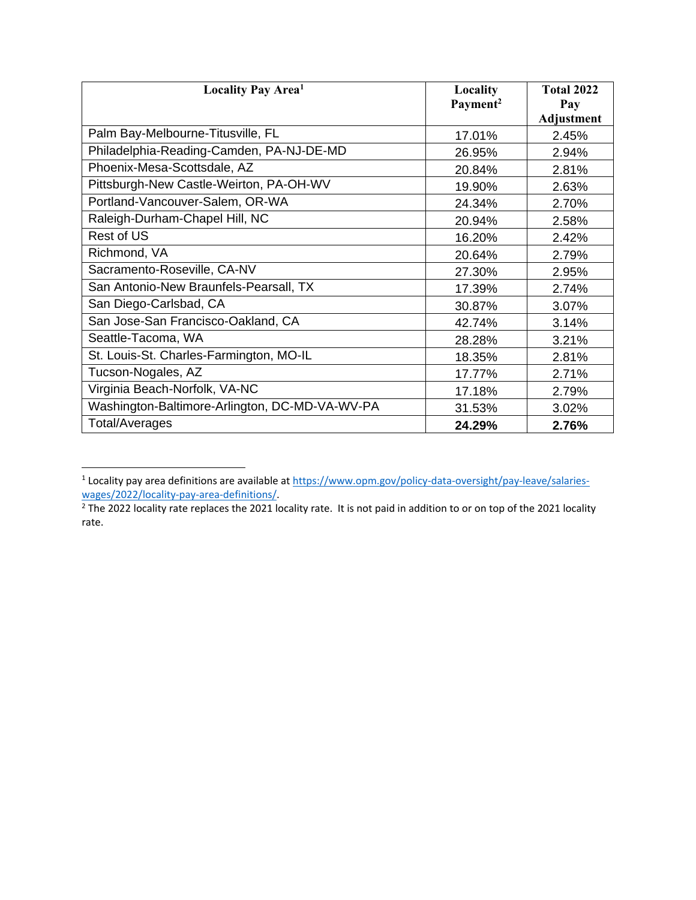| Locality Pay Area[1] | Locality Payment[2] | Total 2022 Pay Adjustment |
|---|---|---|
| Palm Bay-Melbourne-Titusville, FL | 17.01% | 2.45% |
| Philadelphia-Reading-Camden, PA-NJ-DE-MD | 26.95% | 2.94% |
| Phoenix-Mesa-Scottsdale, AZ | 20.84% | 2.81% |
| Pittsburgh-New Castle-Weirton, PA-OH-WV | 19.90% | 2.63% |
| Portland-Vancouver-Salem, OR-WA | 24.34% | 2.70% |
| Raleigh-Durham-Chapel Hill, NC | 20.94% | 2.58% |
| Rest of US | 16.20% | 2.42% |
| Richmond, VA | 20.64% | 2.79% |
| Sacramento-Roseville, CA-NV | 27.30% | 2.95% |
| San Antonio-New Braunfels-Pearsall, TX | 17.39% | 2.74% |
| San Diego-Carlsbad, CA | 30.87% | 3.07% |
| San Jose-San Francisco-Oakland, CA | 42.74% | 3.14% |
| Seattle-Tacoma, WA | 28.28% | 3.21% |
| St. Louis-St. Charles-Farmington, MO-IL | 18.35% | 2.81% |
| Tucson-Nogales, AZ | 17.77% | 2.71% |
| Virginia Beach-Norfolk, VA-NC | 17.18% | 2.79% |
| Washington-Baltimore-Arlington, DC-MD-VA-WV-PA | 31.53% | 3.02% |
| Total/Averages | **24.29%** | **2.76%** |

[1] Locality pay area definitions are available at https://www.opm.gov/policy-data-oversight/pay-leave/salaries-wages/2022/locality-pay-area-definitions/.

[2] The 2022 locality rate replaces the 2021 locality rate. It is not paid in addition to or on top of the 2021 locality rate.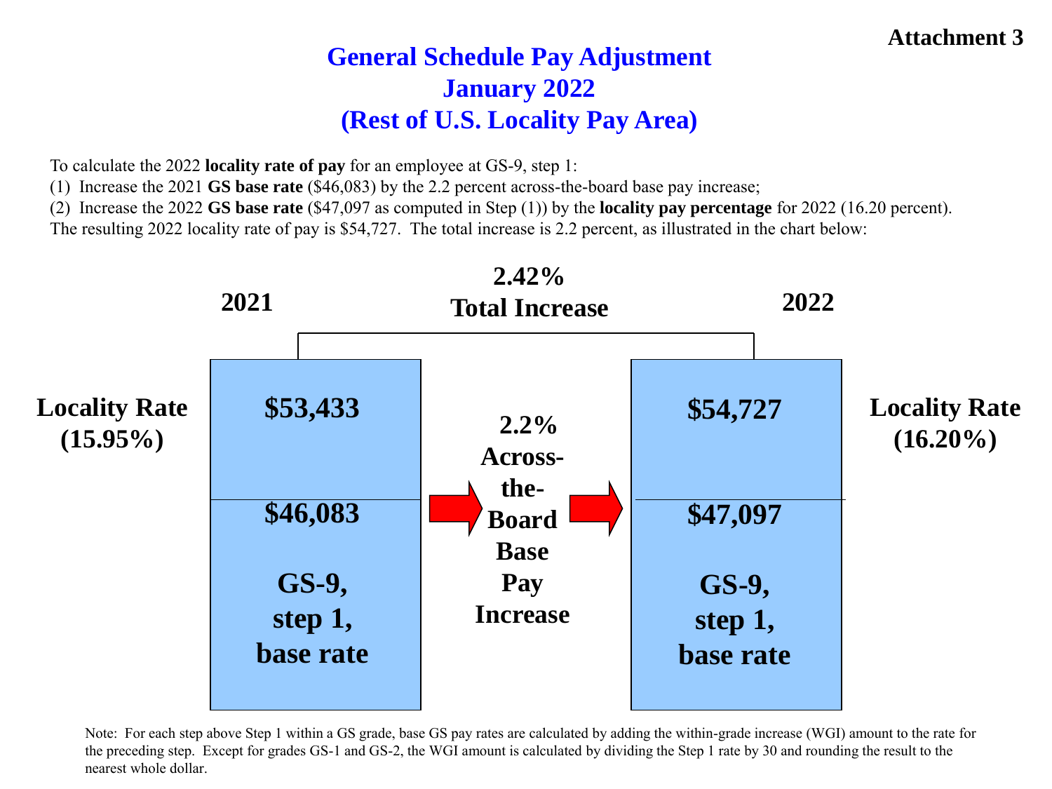**Attachment 3**

# General Schedule Pay Adjustment
# January 2022
# (Rest of U.S. Locality Pay Area)

To calculate the 2022 **locality rate of pay** for an employee at GS-9, step 1:

(1) Increase the 2021 **GS base rate** ($46,083) by the 2.2 percent across-the-board base pay increase;

(2) Increase the 2022 **GS base rate** ($47,097 as computed in Step (1)) by the **locality pay percentage** for 2022 (16.20 percent).

The resulting 2022 locality rate of pay is $54,727. The total increase is 2.2 percent, as illustrated in the chart below:

**2.42%**
**Total Increase**

**2021**

**Locality Rate (15.95%)**

**$53,433**

**$46,083**

**GS-9, step 1, base rate**

**2.2% Across-the-Board Base Pay Increase**

**2022**

**Locality Rate (16.20%)**

**$54,727**

**$47,097**

**GS-9, step 1, base rate**

Note: For each step above Step 1 within a GS grade, base GS pay rates are calculated by adding the within-grade increase (WGI) amount to the rate for the preceding step. Except for grades GS-1 and GS-2, the WGI amount is calculated by dividing the Step 1 rate by 30 and rounding the result to the nearest whole dollar.